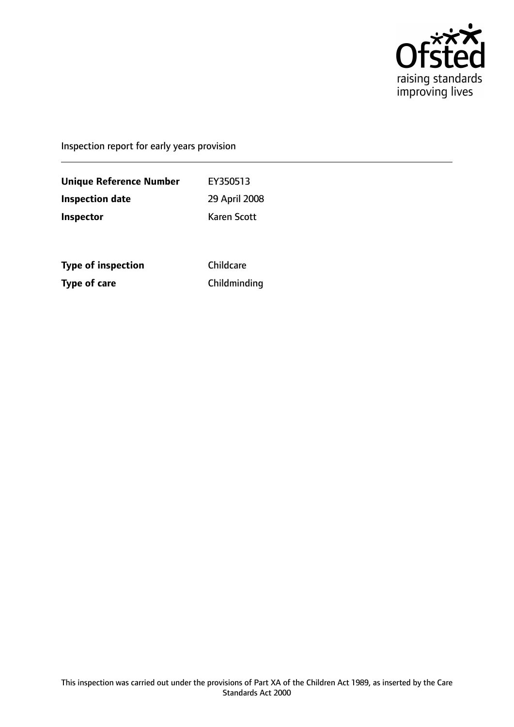Ofsted
raising standards
improving lives

Inspection report for early years provision

| | |
|---|---|
| **Unique Reference Number** | EY350513 |
| **Inspection date** | 29 April 2008 |
| **Inspector** | Karen Scott |

| | |
|---|---|
| **Type of inspection** | Childcare |
| **Type of care** | Childminding |

This inspection was carried out under the provisions of Part XA of the Children Act 1989, as inserted by the Care Standards Act 2000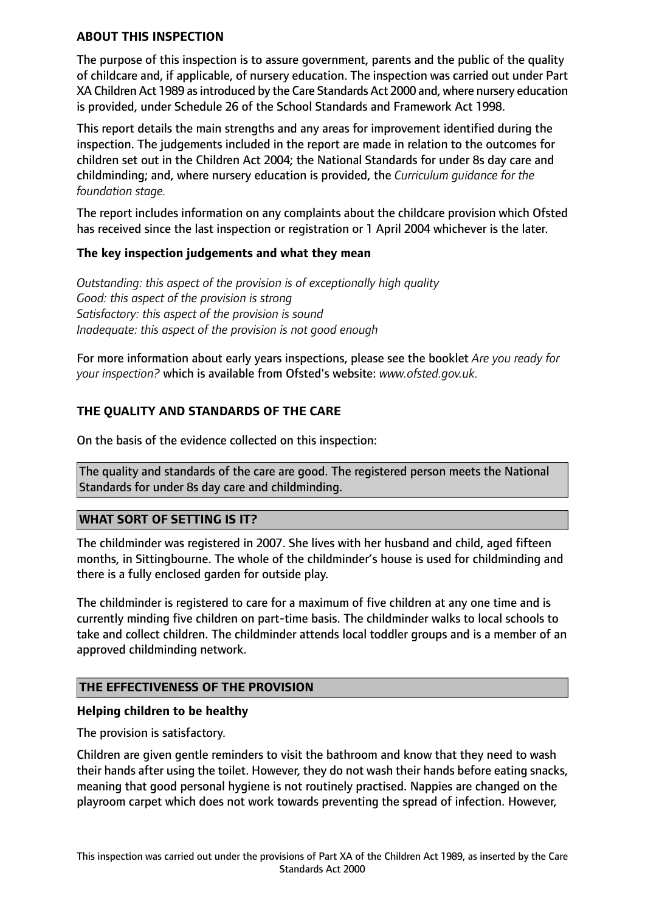## ABOUT THIS INSPECTION

The purpose of this inspection is to assure government, parents and the public of the quality of childcare and, if applicable, of nursery education. The inspection was carried out under Part XA Children Act 1989 as introduced by the Care Standards Act 2000 and, where nursery education is provided, under Schedule 26 of the School Standards and Framework Act 1998.

This report details the main strengths and any areas for improvement identified during the inspection. The judgements included in the report are made in relation to the outcomes for children set out in the Children Act 2004; the National Standards for under 8s day care and childminding; and, where nursery education is provided, the *Curriculum guidance for the foundation stage.*

The report includes information on any complaints about the childcare provision which Ofsted has received since the last inspection or registration or 1 April 2004 whichever is the later.

### The key inspection judgements and what they mean

*Outstanding: this aspect of the provision is of exceptionally high quality*
*Good: this aspect of the provision is strong*
*Satisfactory: this aspect of the provision is sound*
*Inadequate: this aspect of the provision is not good enough*

For more information about early years inspections, please see the booklet *Are you ready for your inspection?* which is available from Ofsted's website: *www.ofsted.gov.uk.*

## THE QUALITY AND STANDARDS OF THE CARE

On the basis of the evidence collected on this inspection:

The quality and standards of the care are good. The registered person meets the National Standards for under 8s day care and childminding.

## WHAT SORT OF SETTING IS IT?

The childminder was registered in 2007. She lives with her husband and child, aged fifteen months, in Sittingbourne. The whole of the childminder's house is used for childminding and there is a fully enclosed garden for outside play.

The childminder is registered to care for a maximum of five children at any one time and is currently minding five children on part-time basis. The childminder walks to local schools to take and collect children. The childminder attends local toddler groups and is a member of an approved childminding network.

## THE EFFECTIVENESS OF THE PROVISION

### Helping children to be healthy

The provision is satisfactory.

Children are given gentle reminders to visit the bathroom and know that they need to wash their hands after using the toilet. However, they do not wash their hands before eating snacks, meaning that good personal hygiene is not routinely practised. Nappies are changed on the playroom carpet which does not work towards preventing the spread of infection. However,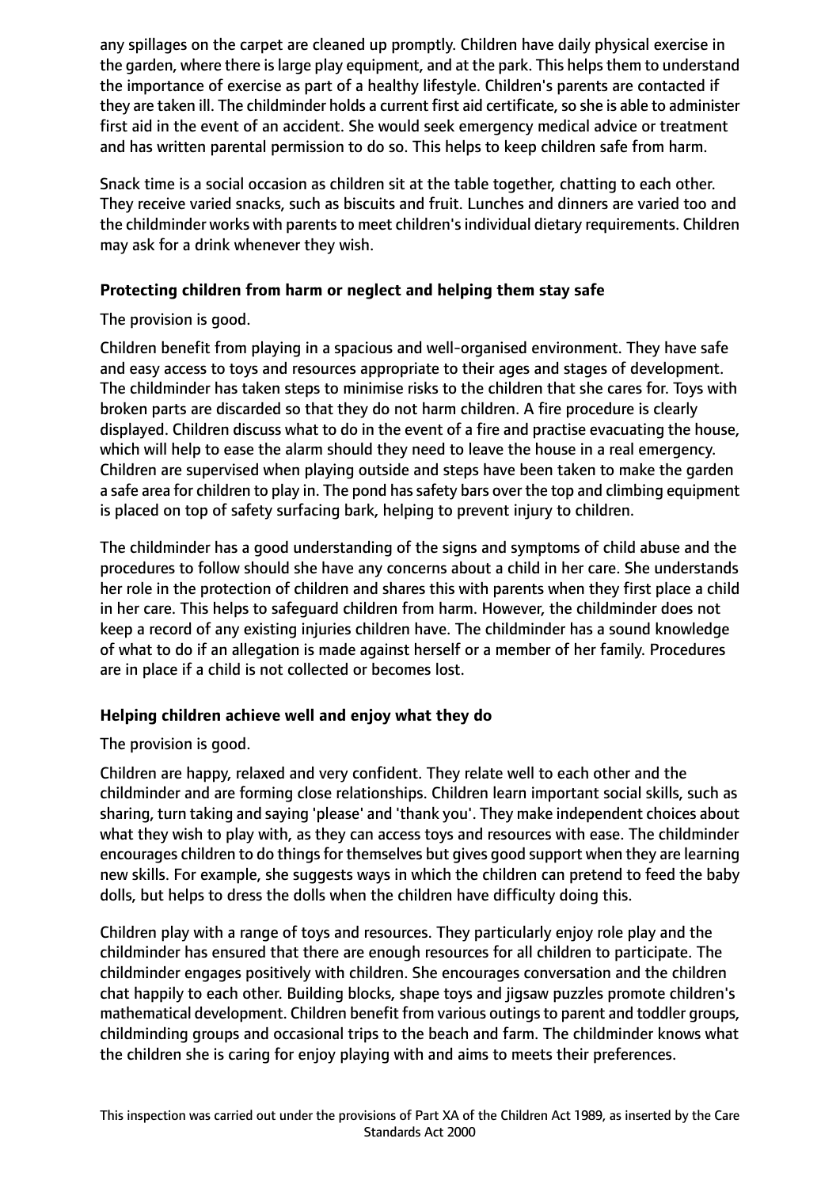any spillages on the carpet are cleaned up promptly. Children have daily physical exercise in the garden, where there is large play equipment, and at the park. This helps them to understand the importance of exercise as part of a healthy lifestyle. Children's parents are contacted if they are taken ill. The childminder holds a current first aid certificate, so she is able to administer first aid in the event of an accident. She would seek emergency medical advice or treatment and has written parental permission to do so. This helps to keep children safe from harm.

Snack time is a social occasion as children sit at the table together, chatting to each other. They receive varied snacks, such as biscuits and fruit. Lunches and dinners are varied too and the childminder works with parents to meet children's individual dietary requirements. Children may ask for a drink whenever they wish.

**Protecting children from harm or neglect and helping them stay safe**

The provision is good.

Children benefit from playing in a spacious and well-organised environment. They have safe and easy access to toys and resources appropriate to their ages and stages of development. The childminder has taken steps to minimise risks to the children that she cares for. Toys with broken parts are discarded so that they do not harm children. A fire procedure is clearly displayed. Children discuss what to do in the event of a fire and practise evacuating the house, which will help to ease the alarm should they need to leave the house in a real emergency. Children are supervised when playing outside and steps have been taken to make the garden a safe area for children to play in. The pond has safety bars over the top and climbing equipment is placed on top of safety surfacing bark, helping to prevent injury to children.

The childminder has a good understanding of the signs and symptoms of child abuse and the procedures to follow should she have any concerns about a child in her care. She understands her role in the protection of children and shares this with parents when they first place a child in her care. This helps to safeguard children from harm. However, the childminder does not keep a record of any existing injuries children have. The childminder has a sound knowledge of what to do if an allegation is made against herself or a member of her family. Procedures are in place if a child is not collected or becomes lost.

**Helping children achieve well and enjoy what they do**

The provision is good.

Children are happy, relaxed and very confident. They relate well to each other and the childminder and are forming close relationships. Children learn important social skills, such as sharing, turn taking and saying 'please' and 'thank you'. They make independent choices about what they wish to play with, as they can access toys and resources with ease. The childminder encourages children to do things for themselves but gives good support when they are learning new skills. For example, she suggests ways in which the children can pretend to feed the baby dolls, but helps to dress the dolls when the children have difficulty doing this.

Children play with a range of toys and resources. They particularly enjoy role play and the childminder has ensured that there are enough resources for all children to participate. The childminder engages positively with children. She encourages conversation and the children chat happily to each other. Building blocks, shape toys and jigsaw puzzles promote children's mathematical development. Children benefit from various outings to parent and toddler groups, childminding groups and occasional trips to the beach and farm. The childminder knows what the children she is caring for enjoy playing with and aims to meets their preferences.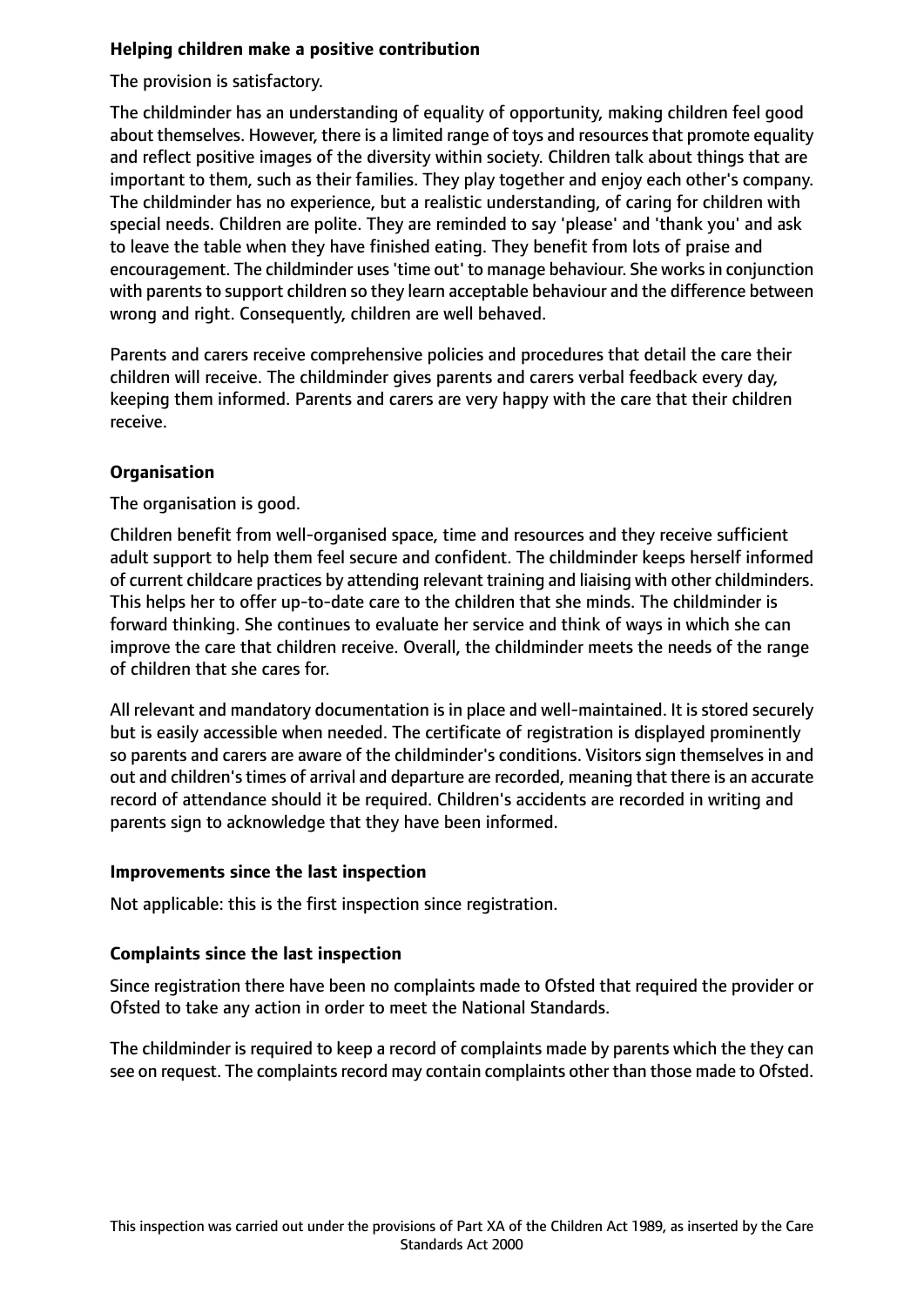**Helping children make a positive contribution**

The provision is satisfactory.

The childminder has an understanding of equality of opportunity, making children feel good about themselves. However, there is a limited range of toys and resources that promote equality and reflect positive images of the diversity within society. Children talk about things that are important to them, such as their families. They play together and enjoy each other's company. The childminder has no experience, but a realistic understanding, of caring for children with special needs. Children are polite. They are reminded to say 'please' and 'thank you' and ask to leave the table when they have finished eating. They benefit from lots of praise and encouragement. The childminder uses 'time out' to manage behaviour. She works in conjunction with parents to support children so they learn acceptable behaviour and the difference between wrong and right. Consequently, children are well behaved.

Parents and carers receive comprehensive policies and procedures that detail the care their children will receive. The childminder gives parents and carers verbal feedback every day, keeping them informed. Parents and carers are very happy with the care that their children receive.

**Organisation**

The organisation is good.

Children benefit from well-organised space, time and resources and they receive sufficient adult support to help them feel secure and confident. The childminder keeps herself informed of current childcare practices by attending relevant training and liaising with other childminders. This helps her to offer up-to-date care to the children that she minds. The childminder is forward thinking. She continues to evaluate her service and think of ways in which she can improve the care that children receive. Overall, the childminder meets the needs of the range of children that she cares for.

All relevant and mandatory documentation is in place and well-maintained. It is stored securely but is easily accessible when needed. The certificate of registration is displayed prominently so parents and carers are aware of the childminder's conditions. Visitors sign themselves in and out and children's times of arrival and departure are recorded, meaning that there is an accurate record of attendance should it be required. Children's accidents are recorded in writing and parents sign to acknowledge that they have been informed.

**Improvements since the last inspection**

Not applicable: this is the first inspection since registration.

**Complaints since the last inspection**

Since registration there have been no complaints made to Ofsted that required the provider or Ofsted to take any action in order to meet the National Standards.

The childminder is required to keep a record of complaints made by parents which the they can see on request. The complaints record may contain complaints other than those made to Ofsted.

This inspection was carried out under the provisions of Part XA of the Children Act 1989, as inserted by the Care Standards Act 2000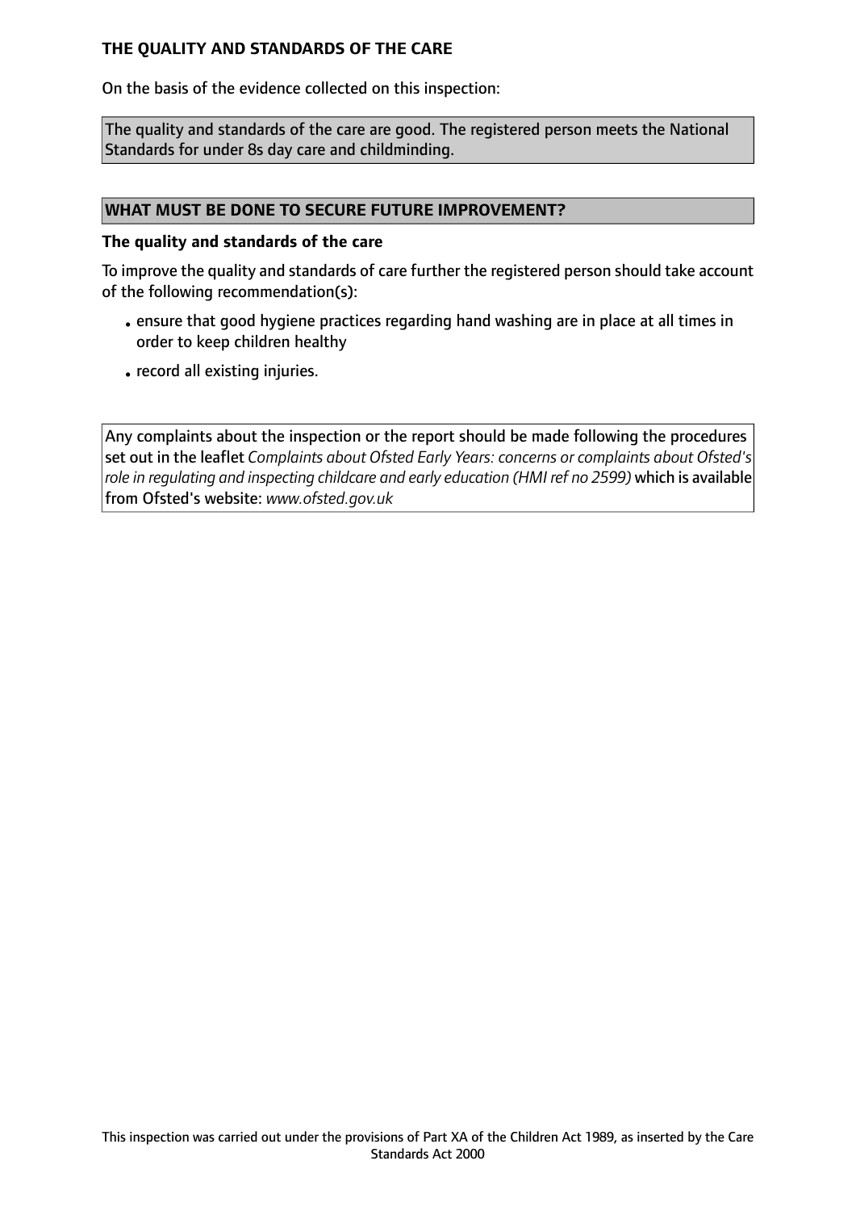## THE QUALITY AND STANDARDS OF THE CARE

On the basis of the evidence collected on this inspection:

The quality and standards of the care are good. The registered person meets the National Standards for under 8s day care and childminding.

## WHAT MUST BE DONE TO SECURE FUTURE IMPROVEMENT?

### The quality and standards of the care

To improve the quality and standards of care further the registered person should take account of the following recommendation(s):

- ensure that good hygiene practices regarding hand washing are in place at all times in order to keep children healthy
- record all existing injuries.

Any complaints about the inspection or the report should be made following the procedures set out in the leaflet *Complaints about Ofsted Early Years: concerns or complaints about Ofsted's role in regulating and inspecting childcare and early education (HMI ref no 2599)* which is available from Ofsted's website: *www.ofsted.gov.uk*

This inspection was carried out under the provisions of Part XA of the Children Act 1989, as inserted by the Care Standards Act 2000